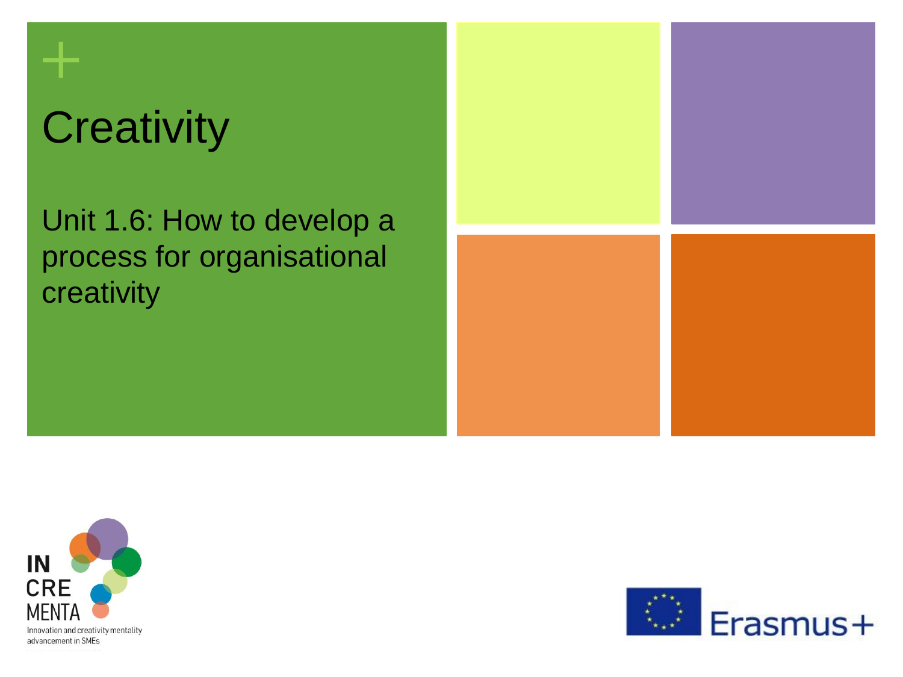# Creativity

## Unit 1.6: How to develop a process for organisational creativity

IN CRE MENTA

Innovation and creativity mentality advancement in SMEs

Erasmus+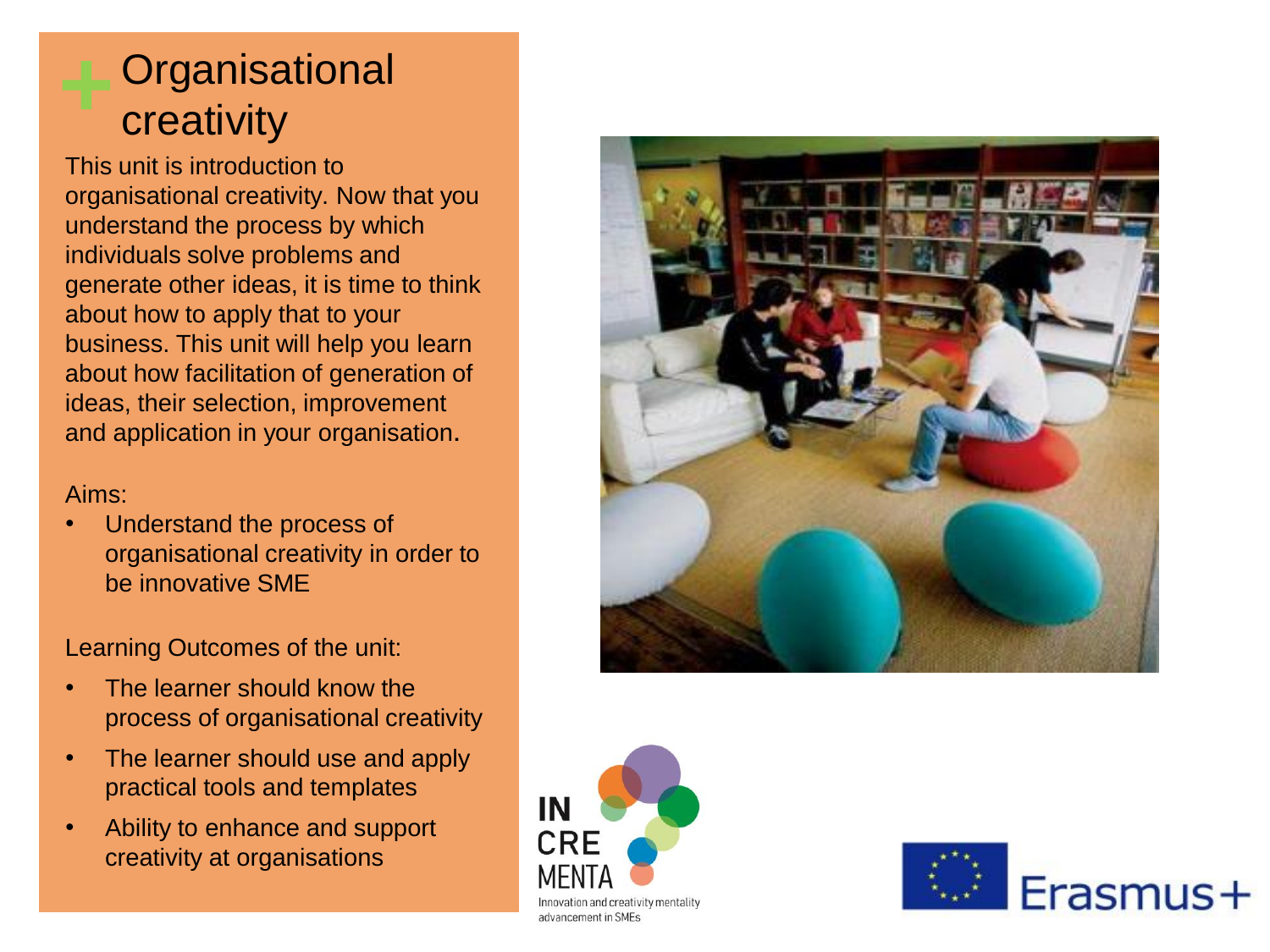# Organisational creativity

This unit is introduction to organisational creativity. Now that you understand the process by which individuals solve problems and generate other ideas, it is time to think about how to apply that to your business. This unit will help you learn about how facilitation of generation of ideas, their selection, improvement and application in your organisation.

Aims:

- Understand the process of organisational creativity in order to be innovative SME

Learning Outcomes of the unit:

- The learner should know the process of organisational creativity
- The learner should use and apply practical tools and templates
- Ability to enhance and support creativity at organisations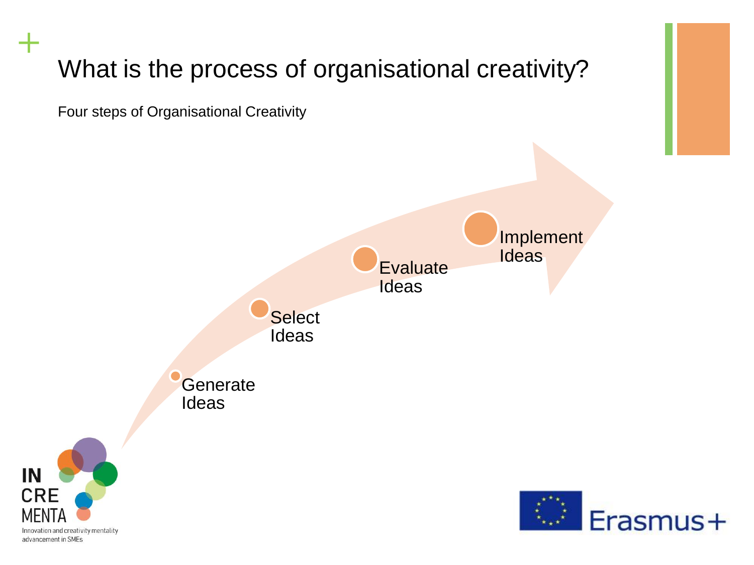# What is the process of organisational creativity?

Four steps of Organisational Creativity

- Generate Ideas
- Select Ideas
- Evaluate Ideas
- Implement Ideas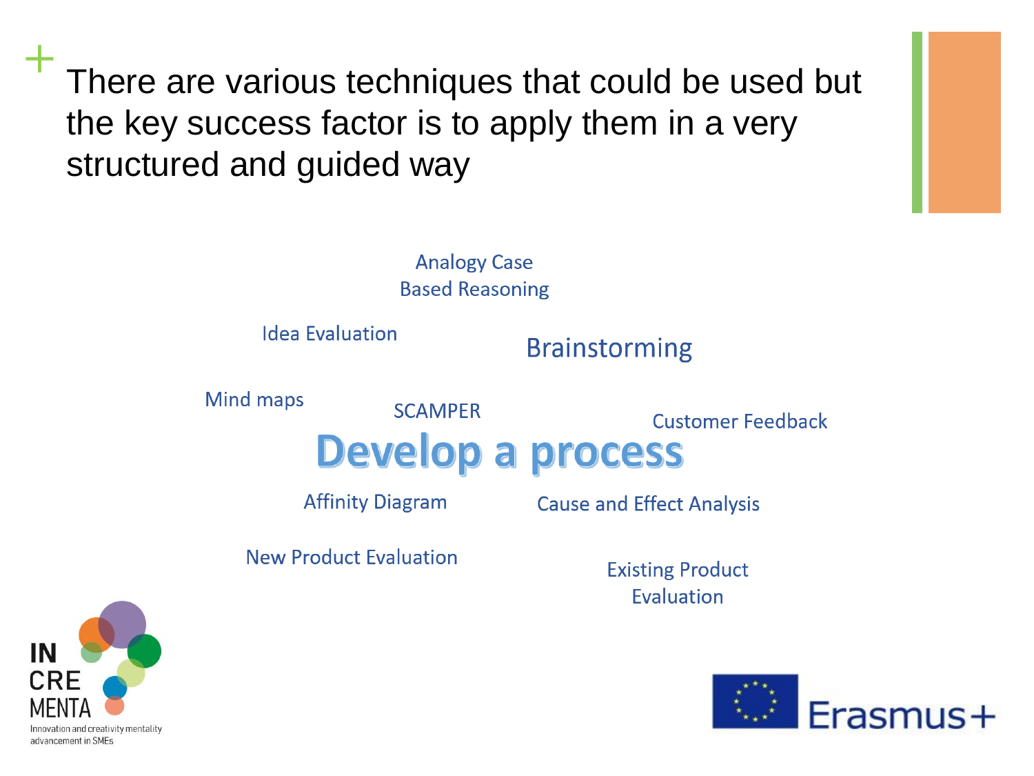# There are various techniques that could be used but the key success factor is to apply them in a very structured and guided way

Analogy Case Based Reasoning

Idea Evaluation

Brainstorming

Mind maps

SCAMPER

Customer Feedback

**Develop a process**

Affinity Diagram

Cause and Effect Analysis

New Product Evaluation

Existing Product Evaluation

IN CRE MENTA
Innovation and creativity mentality advancement in SMEs

Erasmus+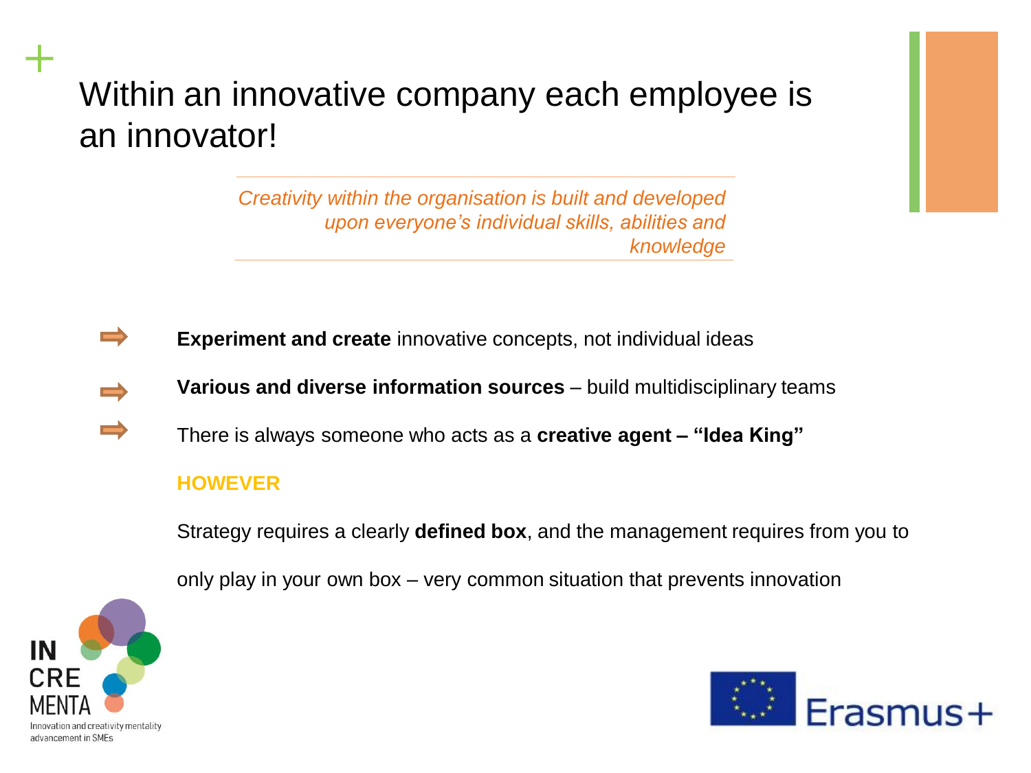# Within an innovative company each employee is an innovator!

*Creativity within the organisation is built and developed upon everyone's individual skills, abilities and knowledge*

- **Experiment and create** innovative concepts, not individual ideas
- **Various and diverse information sources** – build multidisciplinary teams
- There is always someone who acts as a **creative agent – "Idea King"**

**HOWEVER**

Strategy requires a clearly **defined box**, and the management requires from you to only play in your own box – very common situation that prevents innovation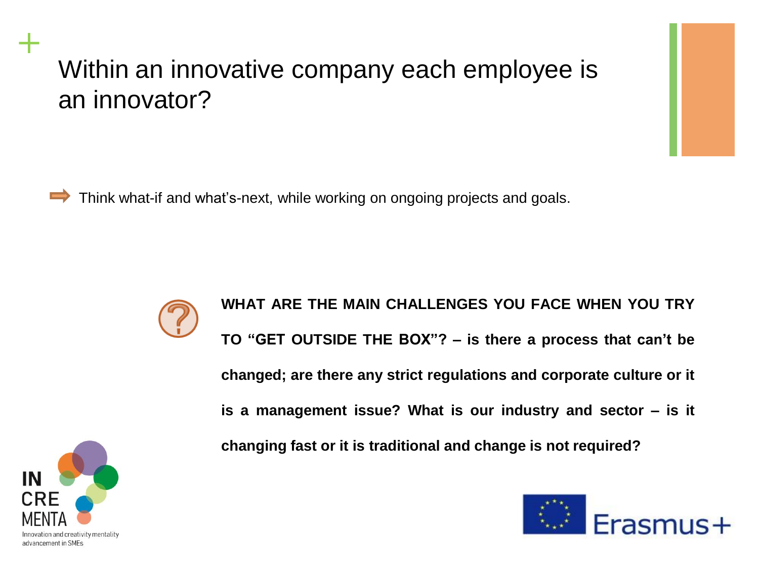# Within an innovative company each employee is an innovator?

- Think what-if and what's-next, while working on ongoing projects and goals.

**WHAT ARE THE MAIN CHALLENGES YOU FACE WHEN YOU TRY TO "GET OUTSIDE THE BOX"? – is there a process that can't be changed; are there any strict regulations and corporate culture or it is a management issue? What is our industry and sector – is it changing fast or it is traditional and change is not required?**

IN CRE MENTA
Innovation and creativity mentality advancement in SMEs

Erasmus+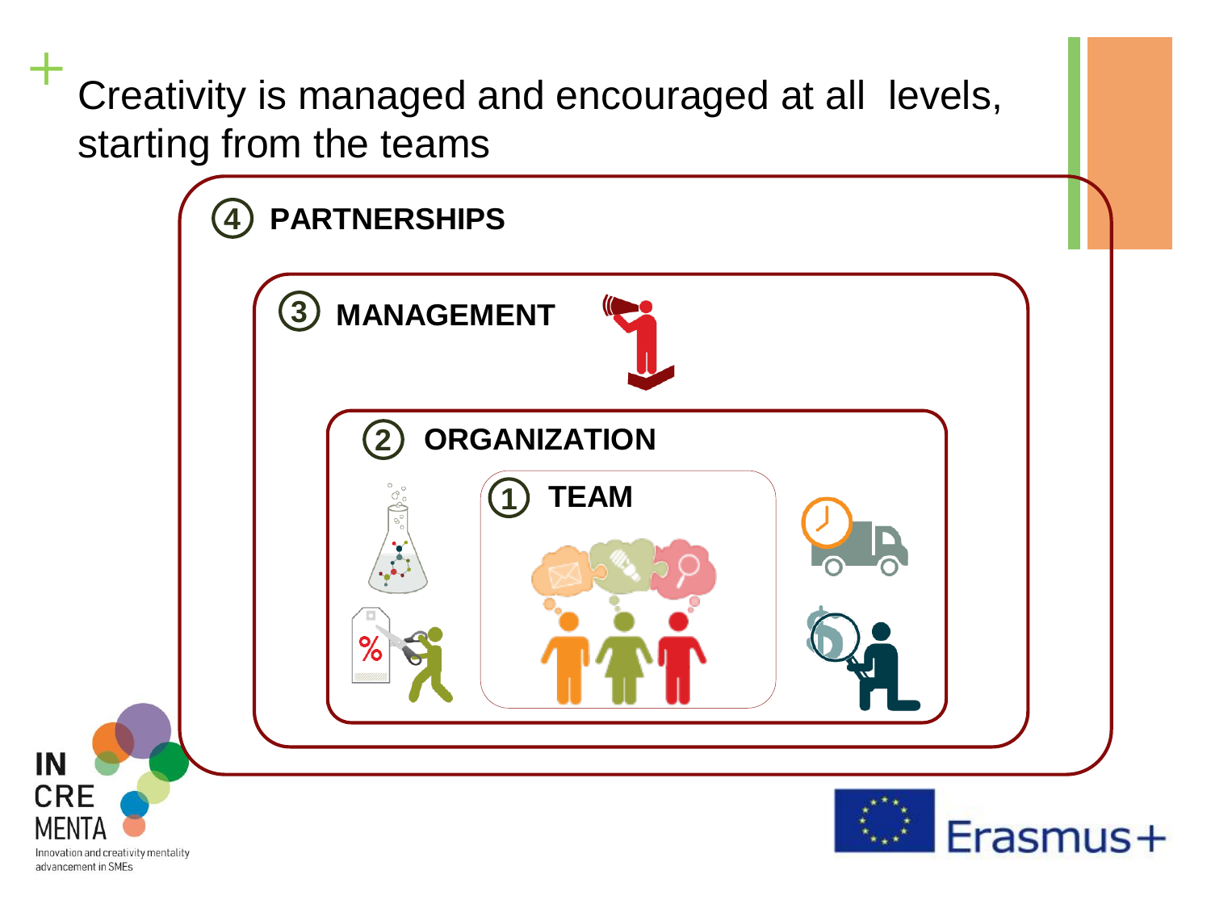# Creativity is managed and encouraged at all levels, starting from the teams

4. **PARTNERSHIPS**
3. **MANAGEMENT**
2. **ORGANIZATION**
1. **TEAM**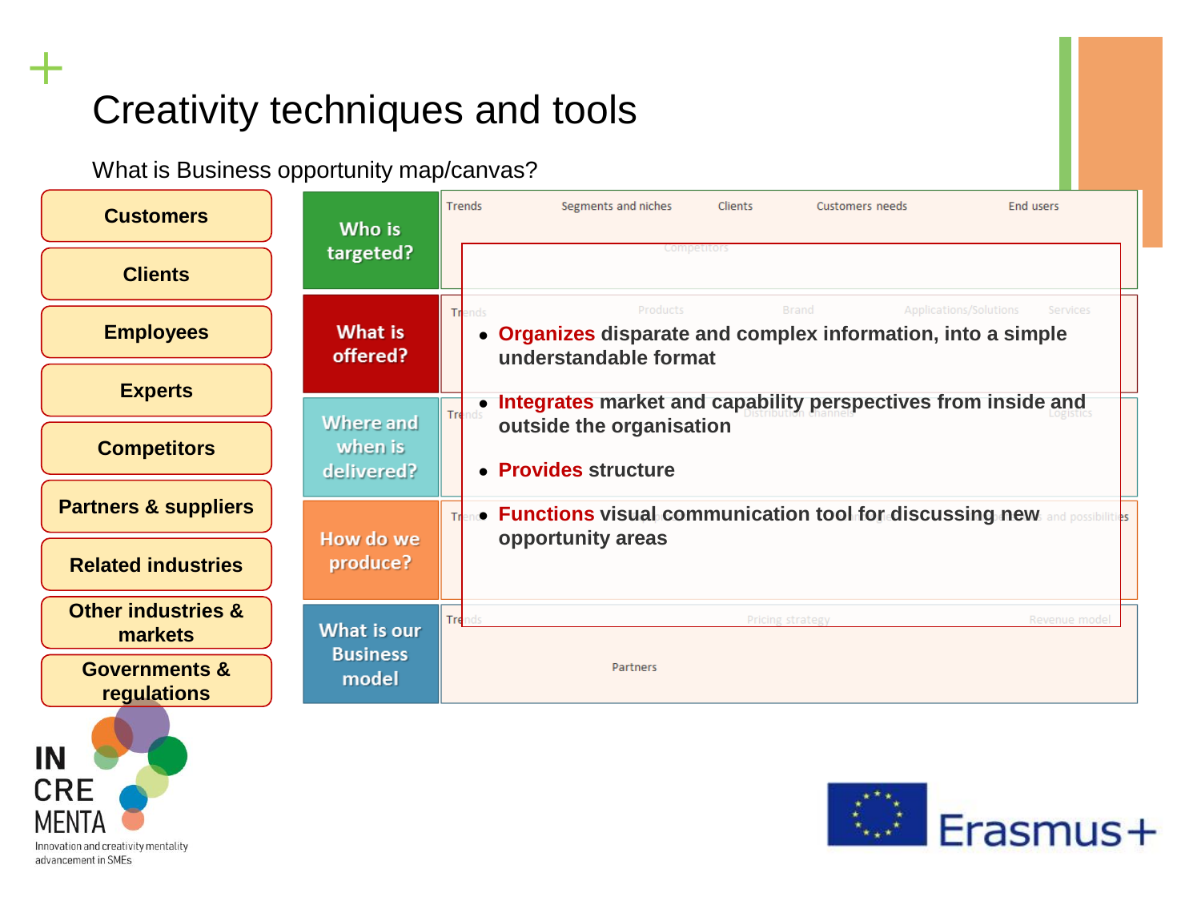# Creativity techniques and tools

## What is Business opportunity map/canvas?

- Customers
- Clients
- Employees
- Experts
- Competitors
- Partners & suppliers
- Related industries
- Other industries & markets
- Governments & regulations

| | |
|---|---|
| **Who is targeted?** | Trends · Segments and niches · Clients · Customers needs · End users · Competitors |
| **What is offered?** | Trends · Products · Brand · Applications/Solutions · Services |
| **Where and when is delivered?** | Trends · Distribution channels · Logistics |
| **How do we produce?** | Trends · … and possibilities |
| **What is our Business model** | Trends · Pricing strategy · Revenue model · Partners |

- **Organizes** disparate and complex information, into a simple understandable format
- **Integrates** market and capability perspectives from inside and outside the organisation
- **Provides** structure
- **Functions** visual communication tool for discussing new opportunity areas

INCREMENTA – Innovation and creativity mentality advancement in SMEs

Erasmus+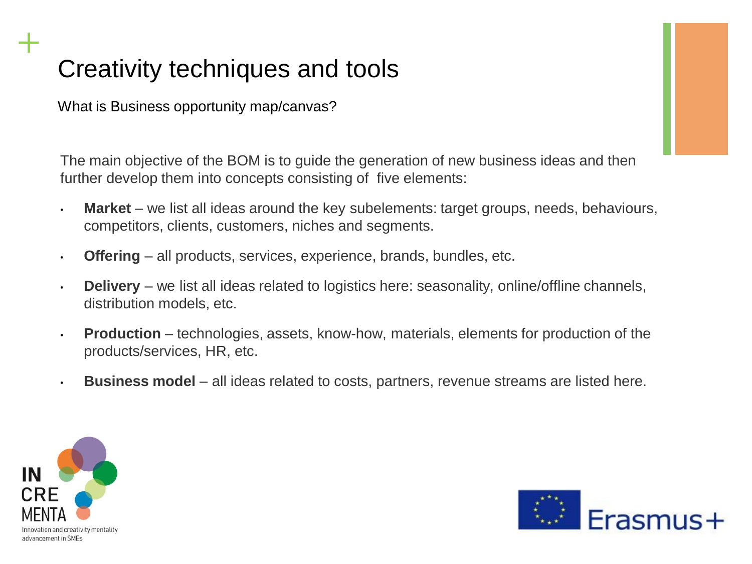# Creativity techniques and tools

What is Business opportunity map/canvas?

The main objective of the BOM is to guide the generation of new business ideas and then further develop them into concepts consisting of five elements:

- **Market** – we list all ideas around the key subelements: target groups, needs, behaviours, competitors, clients, customers, niches and segments.
- **Offering** – all products, services, experience, brands, bundles, etc.
- **Delivery** – we list all ideas related to logistics here: seasonality, online/offline channels, distribution models, etc.
- **Production** – technologies, assets, know-how, materials, elements for production of the products/services, HR, etc.
- **Business model** – all ideas related to costs, partners, revenue streams are listed here.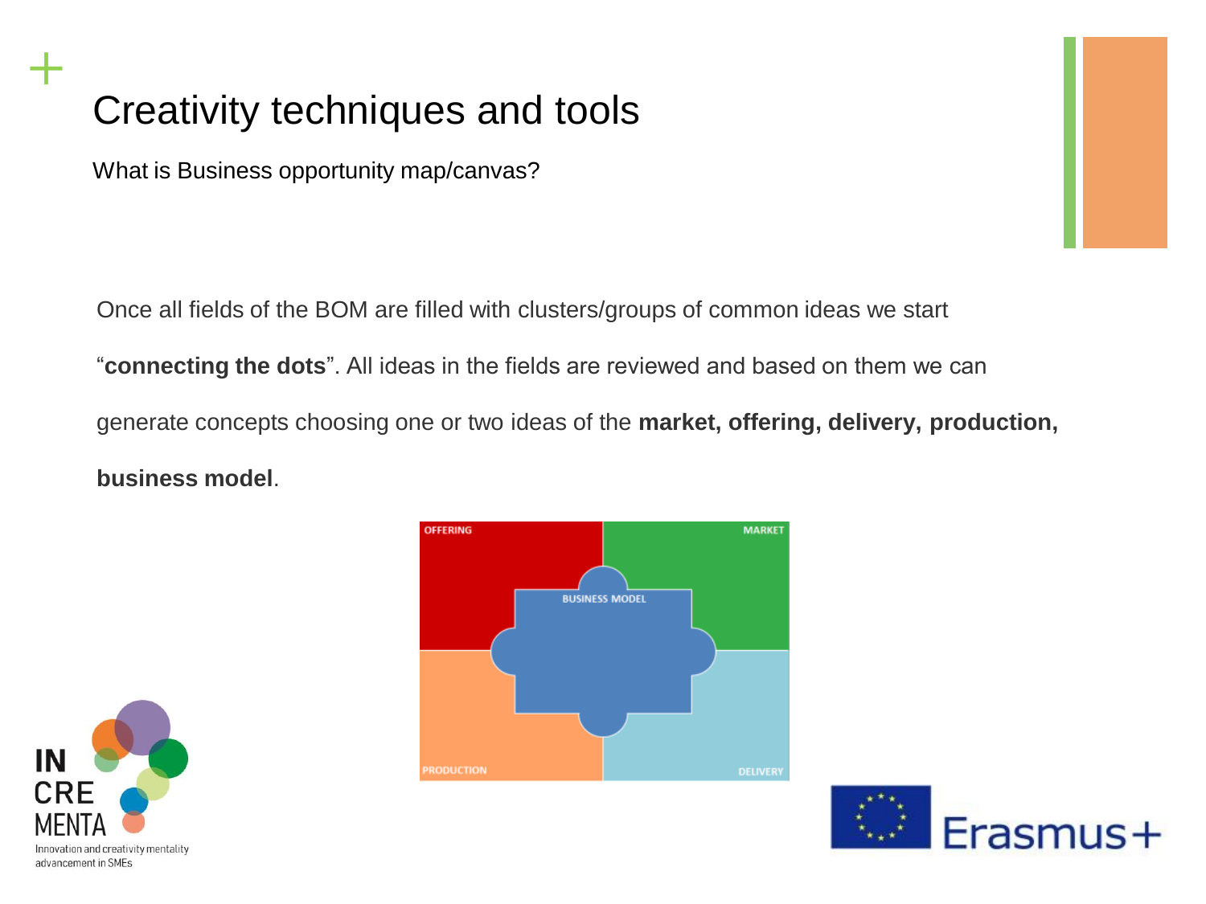# Creativity techniques and tools

What is Business opportunity map/canvas?

Once all fields of the BOM are filled with clusters/groups of common ideas we start "**connecting the dots**". All ideas in the fields are reviewed and based on them we can generate concepts choosing one or two ideas of the **market, offering, delivery, production, business model**.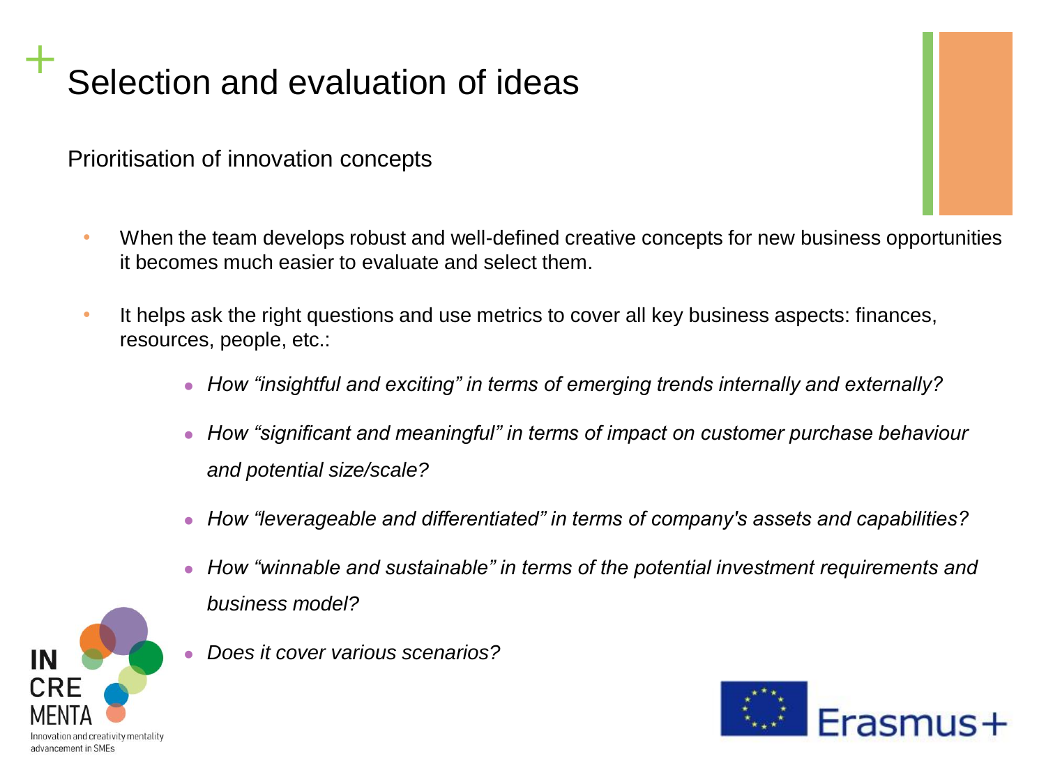# Selection and evaluation of ideas

Prioritisation of innovation concepts

- When the team develops robust and well-defined creative concepts for new business opportunities it becomes much easier to evaluate and select them.
- It helps ask the right questions and use metrics to cover all key business aspects: finances, resources, people, etc.:
  - *How "insightful and exciting" in terms of emerging trends internally and externally?*
  - *How "significant and meaningful" in terms of impact on customer purchase behaviour and potential size/scale?*
  - *How "leverageable and differentiated" in terms of company's assets and capabilities?*
  - *How "winnable and sustainable" in terms of the potential investment requirements and business model?*
  - *Does it cover various scenarios?*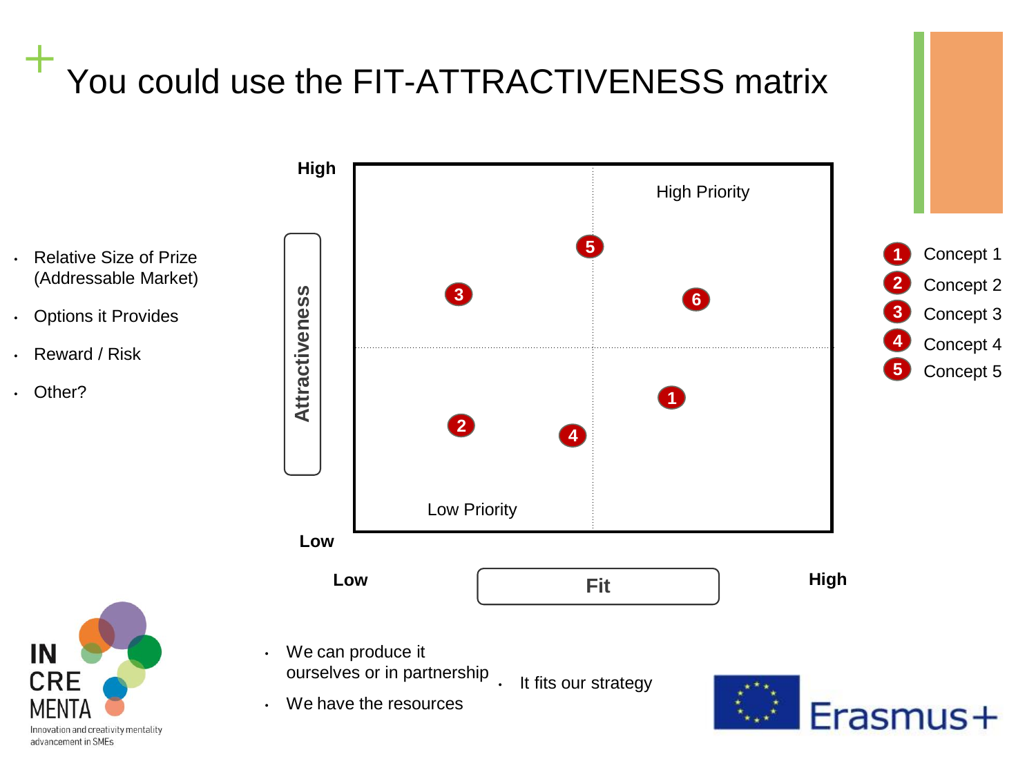# You could use the FIT-ATTRACTIVENESS matrix

- Relative Size of Prize (Addressable Market)
- Options it Provides
- Reward / Risk
- Other?

Attractiveness: High / Low

High Priority

Low Priority

Fit: Low / High

- 1 Concept 1
- 2 Concept 2
- 3 Concept 3
- 4 Concept 4
- 5 Concept 5

- We can produce it ourselves or in partnership
- We have the resources
- It fits our strategy

INCREMENTA – Innovation and creativity mentality advancement in SMEs

Erasmus+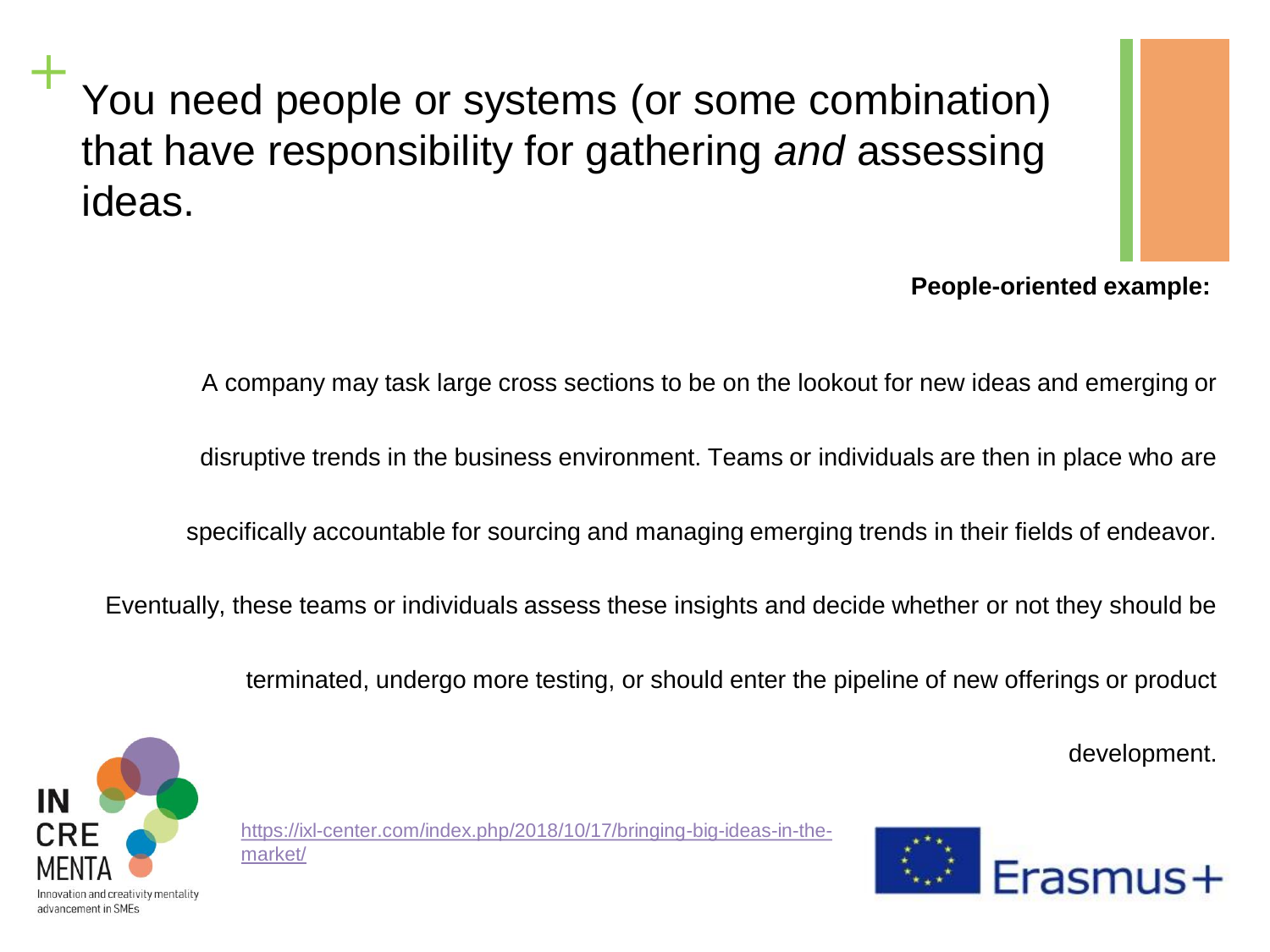# You need people or systems (or some combination) that have responsibility for gathering *and* assessing ideas.

**People-oriented example:**

A company may task large cross sections to be on the lookout for new ideas and emerging or disruptive trends in the business environment. Teams or individuals are then in place who are specifically accountable for sourcing and managing emerging trends in their fields of endeavor. Eventually, these teams or individuals assess these insights and decide whether or not they should be terminated, undergo more testing, or should enter the pipeline of new offerings or product development.

IN CRE MENTA
Innovation and creativity mentality advancement in SMEs

https://ixl-center.com/index.php/2018/10/17/bringing-big-ideas-in-the-market/

Erasmus+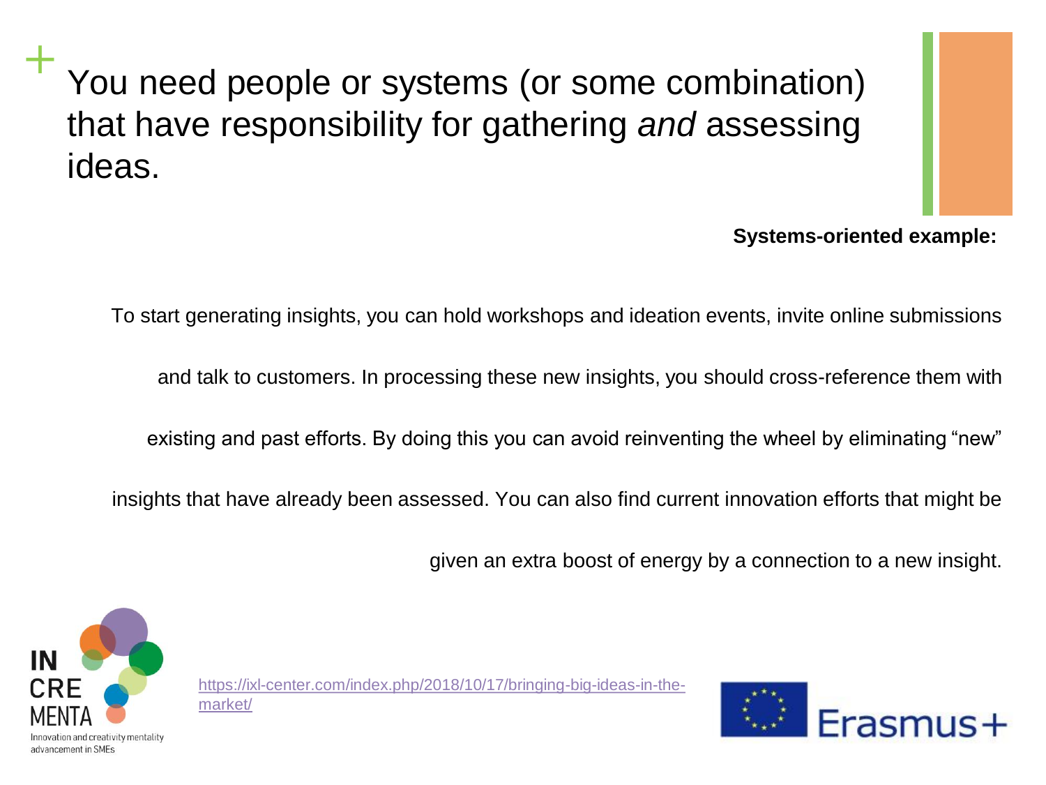# You need people or systems (or some combination) that have responsibility for gathering *and* assessing ideas.

**Systems-oriented example:**

To start generating insights, you can hold workshops and ideation events, invite online submissions and talk to customers. In processing these new insights, you should cross-reference them with existing and past efforts. By doing this you can avoid reinventing the wheel by eliminating "new" insights that have already been assessed. You can also find current innovation efforts that might be given an extra boost of energy by a connection to a new insight.

[https://ixl-center.com/index.php/2018/10/17/bringing-big-ideas-in-the-market/](https://ixl-center.com/index.php/2018/10/17/bringing-big-ideas-in-the-market/)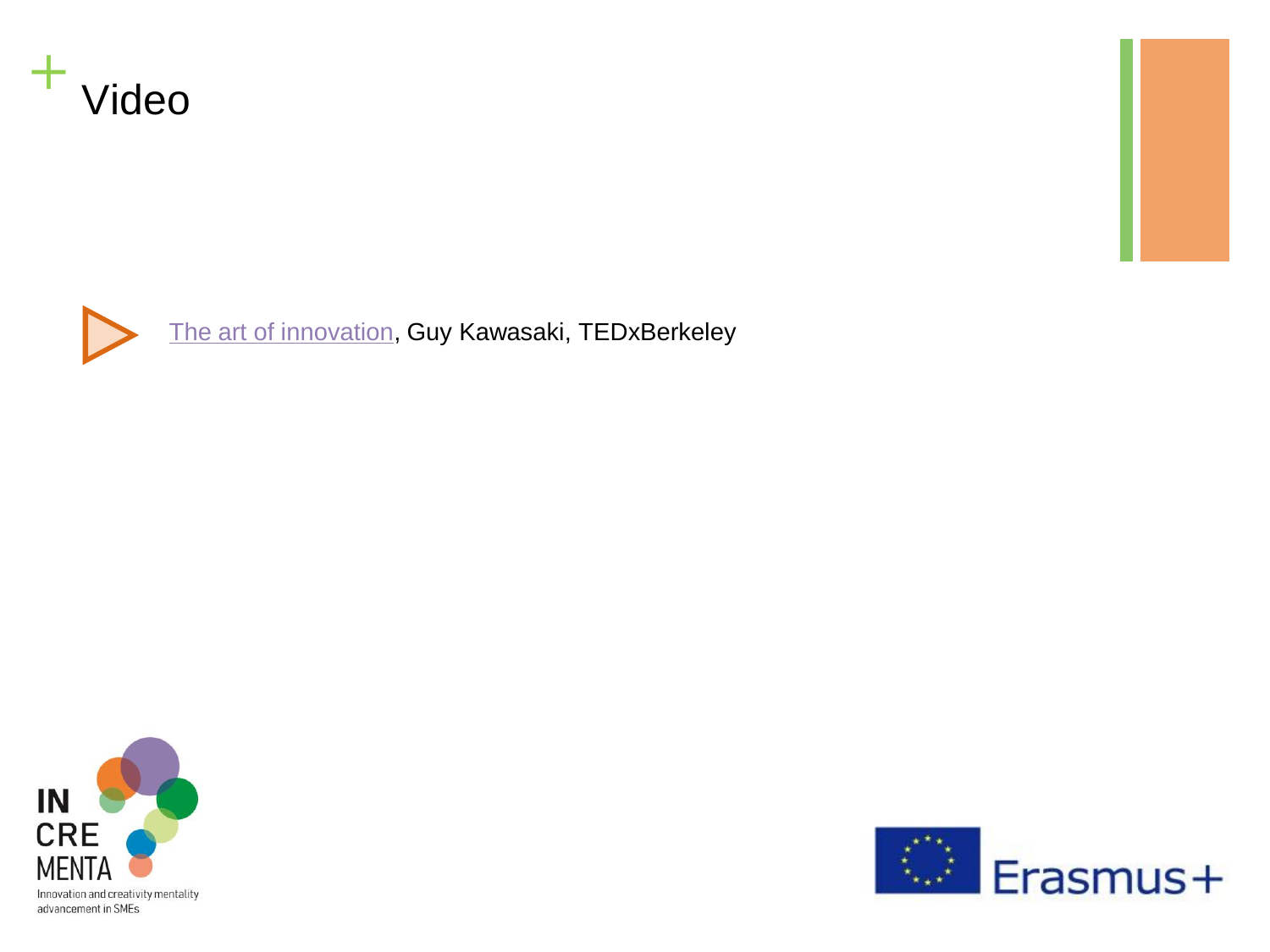# Video

The art of innovation, Guy Kawasaki, TEDxBerkeley

IN CRE MENTA

Innovation and creativity mentality advancement in SMEs

Erasmus+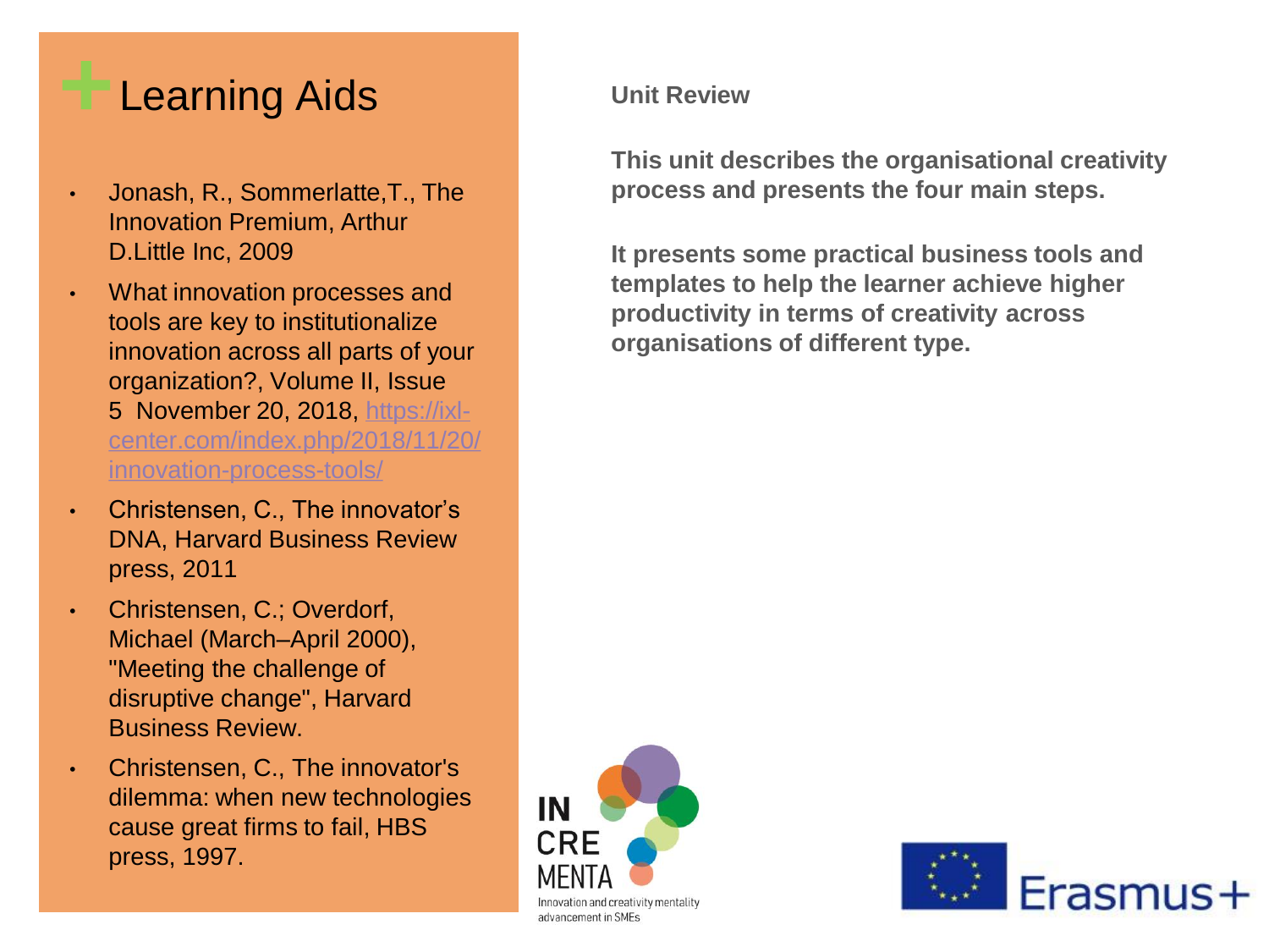# Learning Aids

- Jonash, R., Sommerlatte,T., The Innovation Premium, Arthur D.Little Inc, 2009
- What innovation processes and tools are key to institutionalize innovation across all parts of your organization?, Volume II, Issue 5 November 20, 2018, https://ixl-center.com/index.php/2018/11/20/innovation-process-tools/
- Christensen, C., The innovator's DNA, Harvard Business Review press, 2011
- Christensen, C.; Overdorf, Michael (March–April 2000), "Meeting the challenge of disruptive change", Harvard Business Review.
- Christensen, C., The innovator's dilemma: when new technologies cause great firms to fail, HBS press, 1997.

**Unit Review**

**This unit describes the organisational creativity process and presents the four main steps.**

**It presents some practical business tools and templates to help the learner achieve higher productivity in terms of creativity across organisations of different type.**

IN CRE MENTA
Innovation and creativity mentality advancement in SMEs

Erasmus+